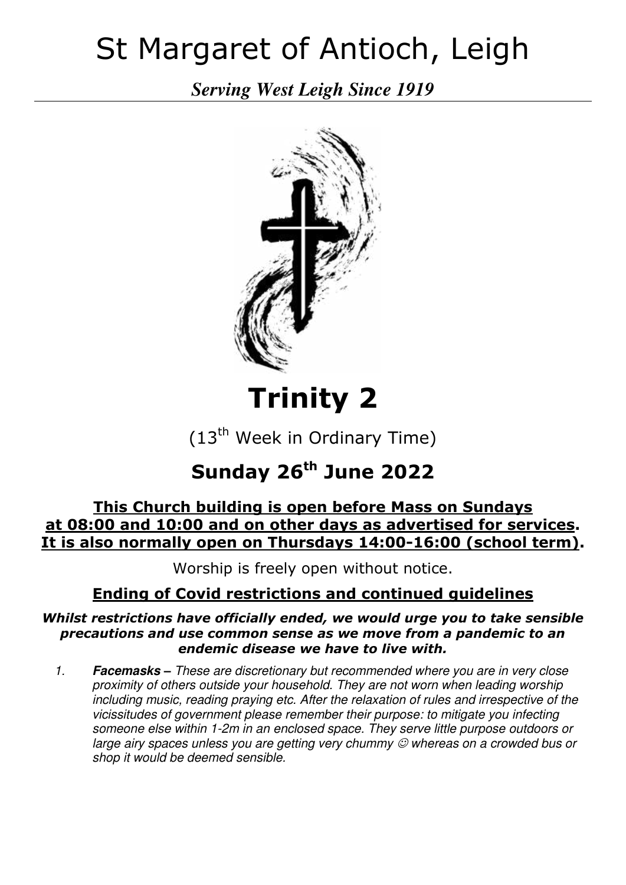# St Margaret of Antioch, Leigh

***Serving West Leigh Since 1919***

# Trinity 2

($13^{th}$ Week in Ordinary Time)

## Sunday 26th June 2022

**<u>This Church building is open before Mass on Sundays at 08:00 and 10:00 and on other days as advertised for services</u>. <u>It is also normally open on Thursdays 14:00-16:00 (school term)</u>.**

Worship is freely open without notice.

### <u>Ending of Covid restrictions and continued guidelines</u>

***Whilst restrictions have officially ended, we would urge you to take sensible precautions and use common sense as we move from a pandemic to an endemic disease we have to live with.***

1. ***Facemasks –*** *These are discretionary but recommended where you are in very close proximity of others outside your household. They are not worn when leading worship including music, reading praying etc. After the relaxation of rules and irrespective of the vicissitudes of government please remember their purpose: to mitigate you infecting someone else within 1-2m in an enclosed space. They serve little purpose outdoors or large airy spaces unless you are getting very chummy ☺ whereas on a crowded bus or shop it would be deemed sensible.*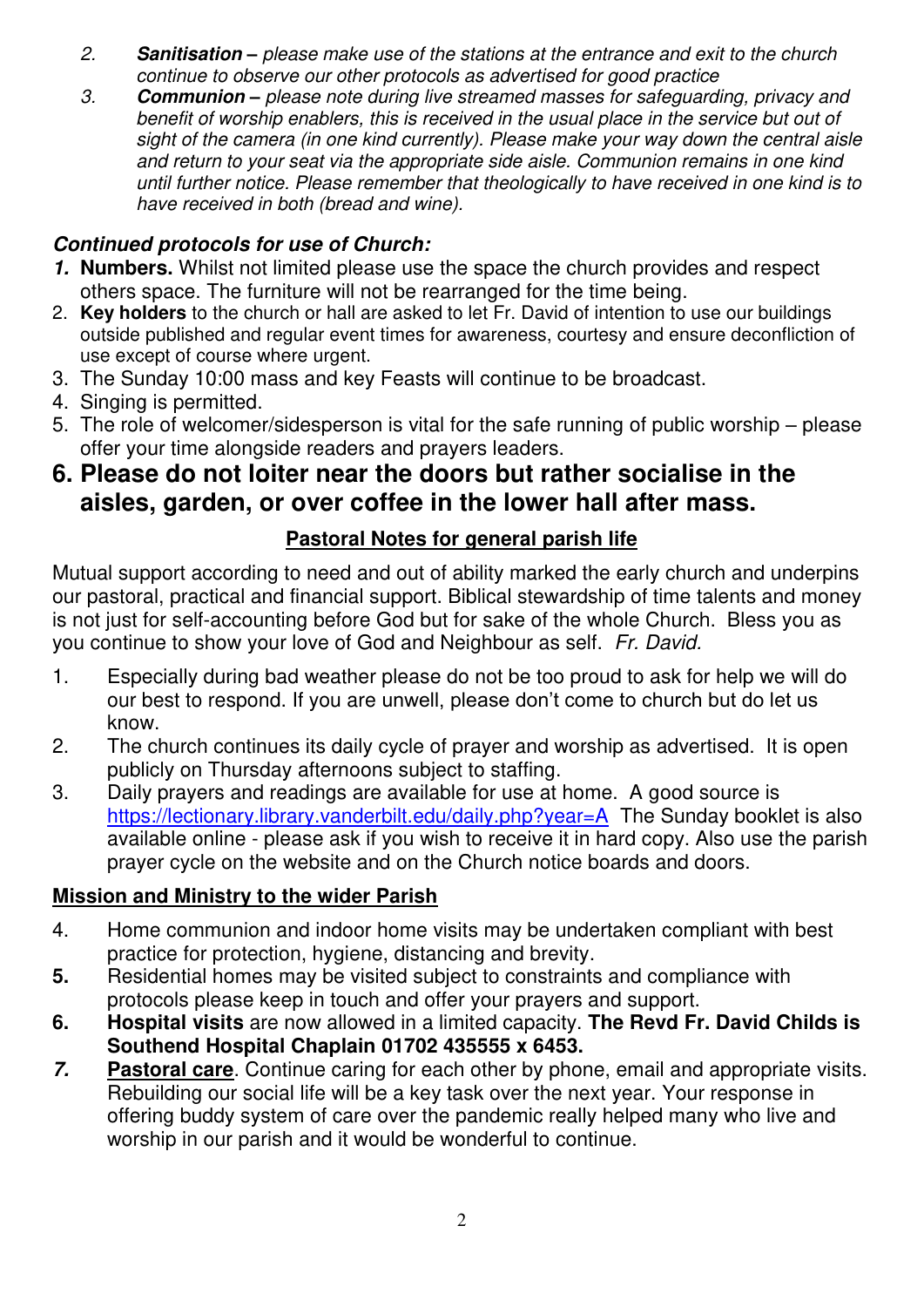2. ***Sanitisation*** *– please make use of the stations at the entrance and exit to the church continue to observe our other protocols as advertised for good practice*
3. ***Communion*** *– please note during live streamed masses for safeguarding, privacy and benefit of worship enablers, this is received in the usual place in the service but out of sight of the camera (in one kind currently). Please make your way down the central aisle and return to your seat via the appropriate side aisle. Communion remains in one kind until further notice. Please remember that theologically to have received in one kind is to have received in both (bread and wine).*

### *Continued protocols for use of Church:*

1. **Numbers.** Whilst not limited please use the space the church provides and respect others space. The furniture will not be rearranged for the time being.
2. **Key holders** to the church or hall are asked to let Fr. David of intention to use our buildings outside published and regular event times for awareness, courtesy and ensure deconfliction of use except of course where urgent.
3. The Sunday 10:00 mass and key Feasts will continue to be broadcast.
4. Singing is permitted.
5. The role of welcomer/sidesperson is vital for the safe running of public worship – please offer your time alongside readers and prayers leaders.
6. **Please do not loiter near the doors but rather socialise in the aisles, garden, or over coffee in the lower hall after mass.**

## Pastoral Notes for general parish life

Mutual support according to need and out of ability marked the early church and underpins our pastoral, practical and financial support. Biblical stewardship of time talents and money is not just for self-accounting before God but for sake of the whole Church. Bless you as you continue to show your love of God and Neighbour as self. *Fr. David.*

1. Especially during bad weather please do not be too proud to ask for help we will do our best to respond. If you are unwell, please don't come to church but do let us know.
2. The church continues its daily cycle of prayer and worship as advertised. It is open publicly on Thursday afternoons subject to staffing.
3. Daily prayers and readings are available for use at home. A good source is https://lectionary.library.vanderbilt.edu/daily.php?year=A The Sunday booklet is also available online - please ask if you wish to receive it in hard copy. Also use the parish prayer cycle on the website and on the Church notice boards and doors.

### Mission and Ministry to the wider Parish

4. Home communion and indoor home visits may be undertaken compliant with best practice for protection, hygiene, distancing and brevity.
5. Residential homes may be visited subject to constraints and compliance with protocols please keep in touch and offer your prayers and support.
6. **Hospital visits** are now allowed in a limited capacity. **The Revd Fr. David Childs is Southend Hospital Chaplain 01702 435555 x 6453.**
7. **Pastoral care**. Continue caring for each other by phone, email and appropriate visits. Rebuilding our social life will be a key task over the next year. Your response in offering buddy system of care over the pandemic really helped many who live and worship in our parish and it would be wonderful to continue.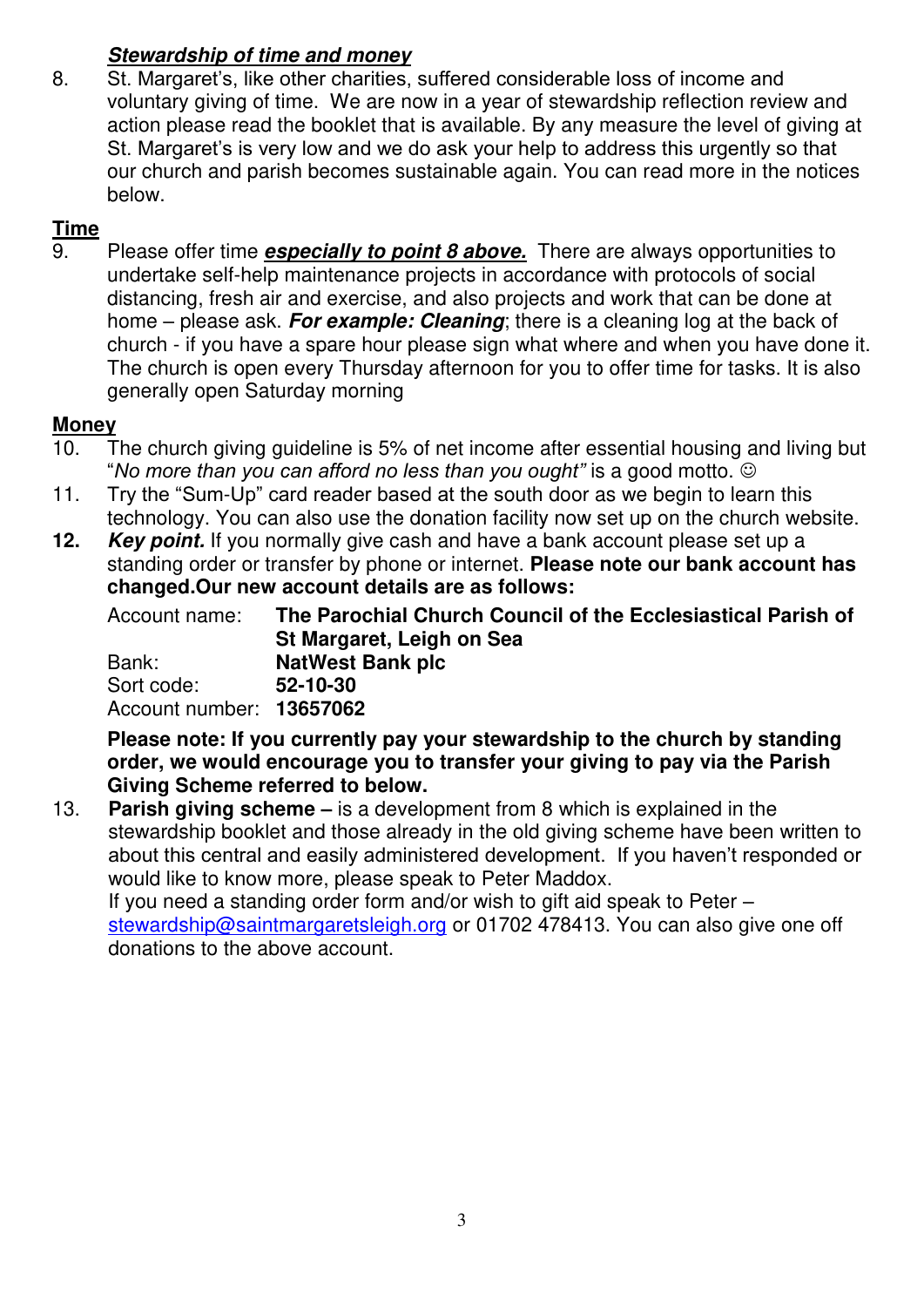***Stewardship of time and money***

8. St. Margaret's, like other charities, suffered considerable loss of income and voluntary giving of time. We are now in a year of stewardship reflection review and action please read the booklet that is available. By any measure the level of giving at St. Margaret's is very low and we do ask your help to address this urgently so that our church and parish becomes sustainable again. You can read more in the notices below.

**Time**

9. Please offer time ***especially to point 8 above.*** There are always opportunities to undertake self-help maintenance projects in accordance with protocols of social distancing, fresh air and exercise, and also projects and work that can be done at home – please ask. ***For example: Cleaning***; there is a cleaning log at the back of church - if you have a spare hour please sign what where and when you have done it. The church is open every Thursday afternoon for you to offer time for tasks. It is also generally open Saturday morning

**Money**

10. The church giving guideline is 5% of net income after essential housing and living but "*No more than you can afford no less than you ought"* is a good motto. ☺
11. Try the "Sum-Up" card reader based at the south door as we begin to learn this technology. You can also use the donation facility now set up on the church website.
12. ***Key point.*** If you normally give cash and have a bank account please set up a standing order or transfer by phone or internet. **Please note our bank account has changed.Our new account details are as follows:**

    Account name: **The Parochial Church Council of the Ecclesiastical Parish of St Margaret, Leigh on Sea**
    Bank: **NatWest Bank plc**
    Sort code: **52-10-30**
    Account number: **13657062**

    **Please note: If you currently pay your stewardship to the church by standing order, we would encourage you to transfer your giving to pay via the Parish Giving Scheme referred to below.**

13. **Parish giving scheme –** is a development from 8 which is explained in the stewardship booklet and those already in the old giving scheme have been written to about this central and easily administered development. If you haven't responded or would like to know more, please speak to Peter Maddox.
    If you need a standing order form and/or wish to gift aid speak to Peter – stewardship@saintmargaretsleigh.org or 01702 478413. You can also give one off donations to the above account.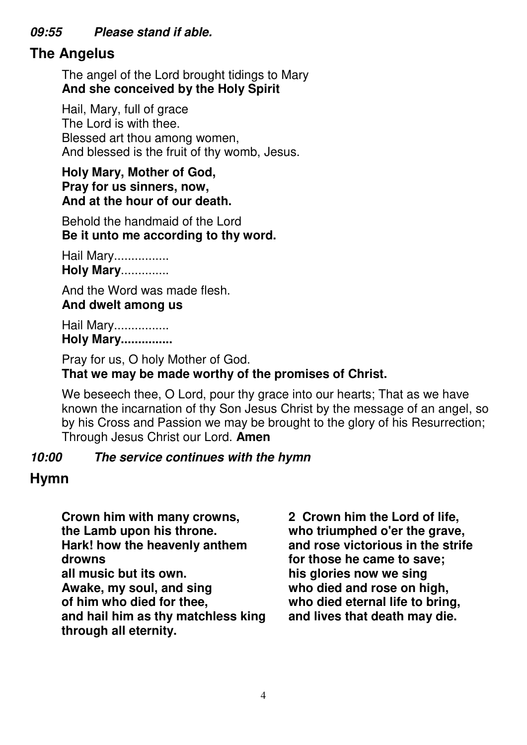***09:55 Please stand if able.***

## The Angelus

The angel of the Lord brought tidings to Mary
**And she conceived by the Holy Spirit**

Hail, Mary, full of grace
The Lord is with thee.
Blessed art thou among women,
And blessed is the fruit of thy womb, Jesus.

**Holy Mary, Mother of God,**
**Pray for us sinners, now,**
**And at the hour of our death.**

Behold the handmaid of the Lord
**Be it unto me according to thy word.**

Hail Mary................
**Holy Mary**..............

And the Word was made flesh.
**And dwelt among us**

Hail Mary................
**Holy Mary...............**

Pray for us, O holy Mother of God.
**That we may be made worthy of the promises of Christ.**

We beseech thee, O Lord, pour thy grace into our hearts; That as we have known the incarnation of thy Son Jesus Christ by the message of an angel, so by his Cross and Passion we may be brought to the glory of his Resurrection; Through Jesus Christ our Lord. **Amen**

***10:00 The service continues with the hymn***

## Hymn

**Crown him with many crowns,**
**the Lamb upon his throne.**
**Hark! how the heavenly anthem drowns**
**all music but its own.**
**Awake, my soul, and sing**
**of him who died for thee,**
**and hail him as thy matchless king**
**through all eternity.**

**2 Crown him the Lord of life,**
**who triumphed o'er the grave,**
**and rose victorious in the strife**
**for those he came to save;**
**his glories now we sing**
**who died and rose on high,**
**who died eternal life to bring,**
**and lives that death may die.**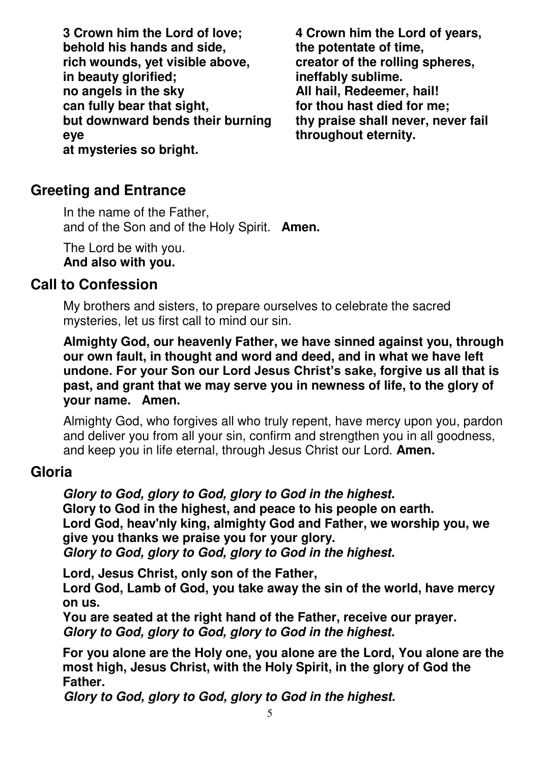**3 Crown him the Lord of love;**
**behold his hands and side,**
**rich wounds, yet visible above,**
**in beauty glorified;**
**no angels in the sky**
**can fully bear that sight,**
**but downward bends their burning eye**
**at mysteries so bright.**

**4 Crown him the Lord of years,**
**the potentate of time,**
**creator of the rolling spheres,**
**ineffably sublime.**
**All hail, Redeemer, hail!**
**for thou hast died for me;**
**thy praise shall never, never fail**
**throughout eternity.**

## Greeting and Entrance

In the name of the Father,
and of the Son and of the Holy Spirit. **Amen.**

The Lord be with you.
**And also with you.**

## Call to Confession

My brothers and sisters, to prepare ourselves to celebrate the sacred mysteries, let us first call to mind our sin.

**Almighty God, our heavenly Father, we have sinned against you, through our own fault, in thought and word and deed, and in what we have left undone. For your Son our Lord Jesus Christ's sake, forgive us all that is past, and grant that we may serve you in newness of life, to the glory of your name. Amen.**

Almighty God, who forgives all who truly repent, have mercy upon you, pardon and deliver you from all your sin, confirm and strengthen you in all goodness, and keep you in life eternal, through Jesus Christ our Lord. **Amen.**

## Gloria

***Glory to God, glory to God, glory to God in the highest.***
**Glory to God in the highest, and peace to his people on earth.**
**Lord God, heav'nly king, almighty God and Father, we worship you, we give you thanks we praise you for your glory.**
***Glory to God, glory to God, glory to God in the highest.***

**Lord, Jesus Christ, only son of the Father,**
**Lord God, Lamb of God, you take away the sin of the world, have mercy on us.**
**You are seated at the right hand of the Father, receive our prayer.**
***Glory to God, glory to God, glory to God in the highest.***

**For you alone are the Holy one, you alone are the Lord, You alone are the most high, Jesus Christ, with the Holy Spirit, in the glory of God the Father.**
***Glory to God, glory to God, glory to God in the highest.***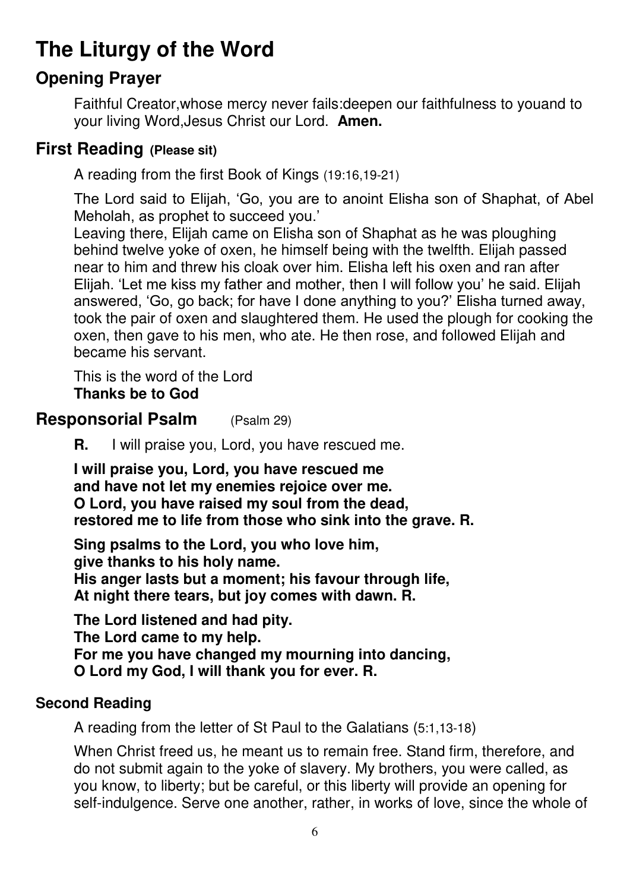# The Liturgy of the Word

## Opening Prayer

Faithful Creator,whose mercy never fails:deepen our faithfulness to youand to your living Word,Jesus Christ our Lord. **Amen.**

## First Reading (Please sit)

A reading from the first Book of Kings (19:16,19-21)

The Lord said to Elijah, 'Go, you are to anoint Elisha son of Shaphat, of Abel Meholah, as prophet to succeed you.'
Leaving there, Elijah came on Elisha son of Shaphat as he was ploughing behind twelve yoke of oxen, he himself being with the twelfth. Elijah passed near to him and threw his cloak over him. Elisha left his oxen and ran after Elijah. 'Let me kiss my father and mother, then I will follow you' he said. Elijah answered, 'Go, go back; for have I done anything to you?' Elisha turned away, took the pair of oxen and slaughtered them. He used the plough for cooking the oxen, then gave to his men, who ate. He then rose, and followed Elijah and became his servant.

This is the word of the Lord
**Thanks be to God**

## Responsorial Psalm (Psalm 29)

**R.** I will praise you, Lord, you have rescued me.

**I will praise you, Lord, you have rescued me**
**and have not let my enemies rejoice over me.**
**O Lord, you have raised my soul from the dead,**
**restored me to life from those who sink into the grave. R.**

**Sing psalms to the Lord, you who love him,**
**give thanks to his holy name.**
**His anger lasts but a moment; his favour through life,**
**At night there tears, but joy comes with dawn. R.**

**The Lord listened and had pity.**
**The Lord came to my help.**
**For me you have changed my mourning into dancing,**
**O Lord my God, I will thank you for ever. R.**

### Second Reading

A reading from the letter of St Paul to the Galatians (5:1,13-18)

When Christ freed us, he meant us to remain free. Stand firm, therefore, and do not submit again to the yoke of slavery. My brothers, you were called, as you know, to liberty; but be careful, or this liberty will provide an opening for self-indulgence. Serve one another, rather, in works of love, since the whole of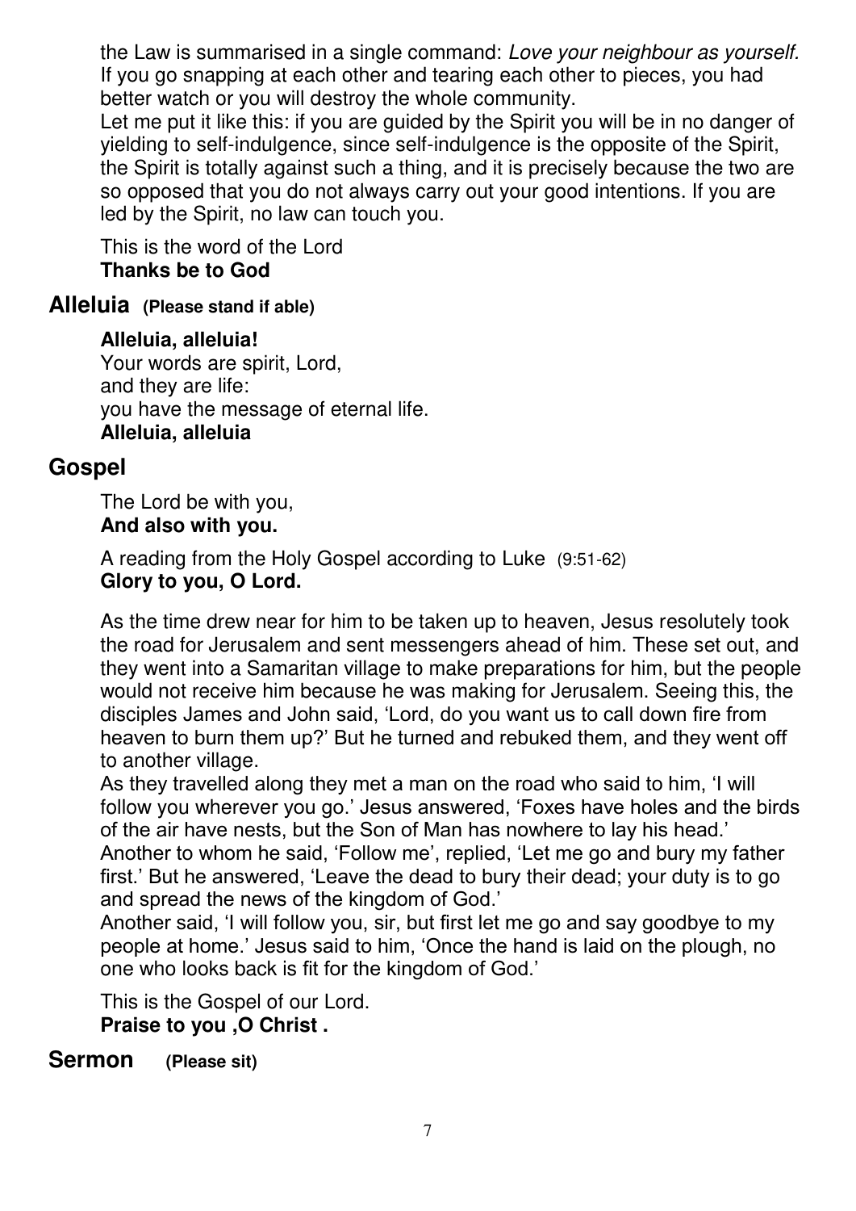the Law is summarised in a single command: *Love your neighbour as yourself.* If you go snapping at each other and tearing each other to pieces, you had better watch or you will destroy the whole community.
Let me put it like this: if you are guided by the Spirit you will be in no danger of yielding to self-indulgence, since self-indulgence is the opposite of the Spirit, the Spirit is totally against such a thing, and it is precisely because the two are so opposed that you do not always carry out your good intentions. If you are led by the Spirit, no law can touch you.

This is the word of the Lord
**Thanks be to God**

## Alleluia (Please stand if able)

**Alleluia, alleluia!**
Your words are spirit, Lord,
and they are life:
you have the message of eternal life.
**Alleluia, alleluia**

## Gospel

The Lord be with you,
**And also with you.**

A reading from the Holy Gospel according to Luke (9:51-62)
**Glory to you, O Lord.**

As the time drew near for him to be taken up to heaven, Jesus resolutely took the road for Jerusalem and sent messengers ahead of him. These set out, and they went into a Samaritan village to make preparations for him, but the people would not receive him because he was making for Jerusalem. Seeing this, the disciples James and John said, 'Lord, do you want us to call down fire from heaven to burn them up?' But he turned and rebuked them, and they went off to another village.
As they travelled along they met a man on the road who said to him, 'I will follow you wherever you go.' Jesus answered, 'Foxes have holes and the birds of the air have nests, but the Son of Man has nowhere to lay his head.'
Another to whom he said, 'Follow me', replied, 'Let me go and bury my father first.' But he answered, 'Leave the dead to bury their dead; your duty is to go and spread the news of the kingdom of God.'
Another said, 'I will follow you, sir, but first let me go and say goodbye to my people at home.' Jesus said to him, 'Once the hand is laid on the plough, no one who looks back is fit for the kingdom of God.'

This is the Gospel of our Lord.
**Praise to you ,O Christ .**

## Sermon (Please sit)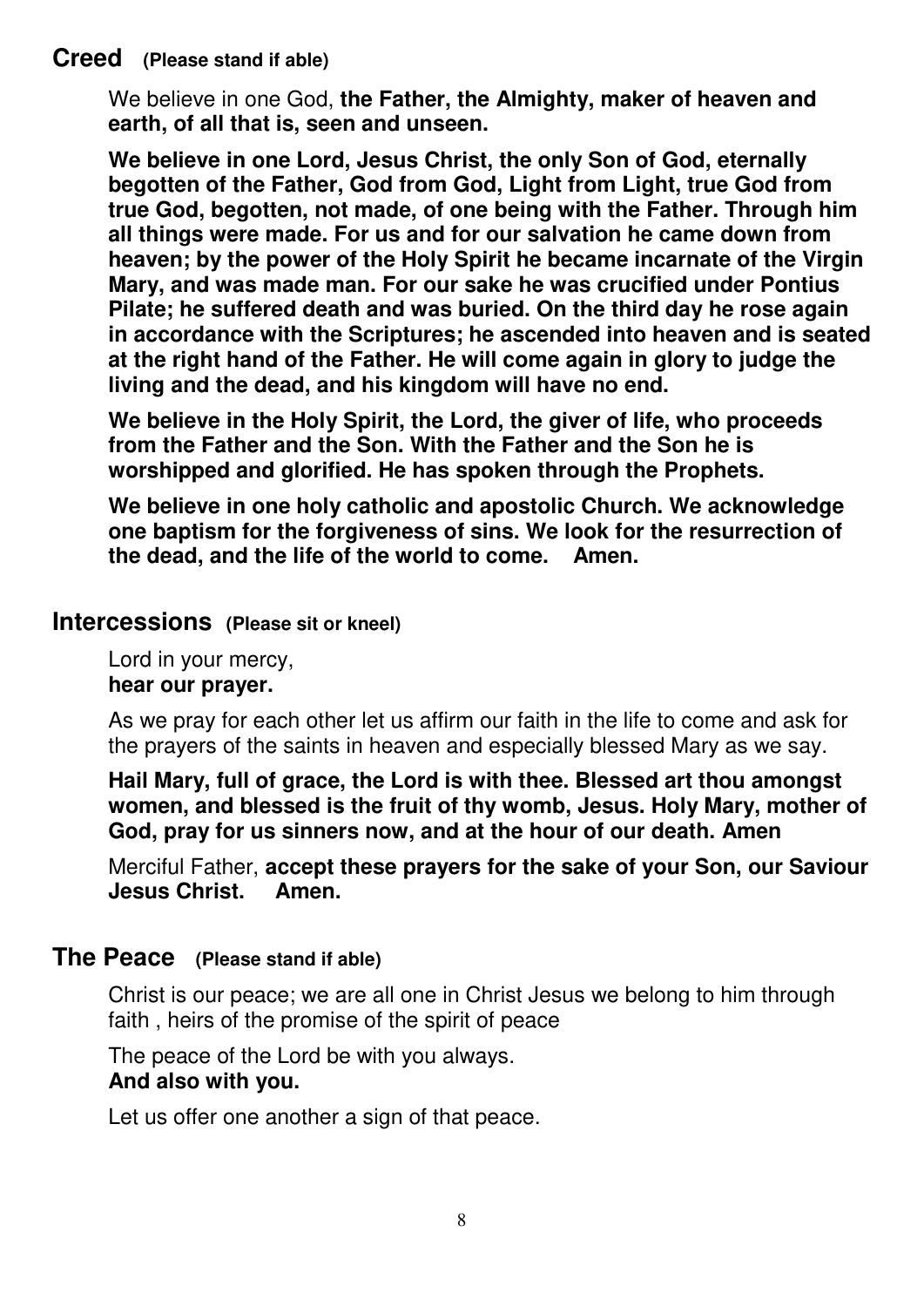## Creed (Please stand if able)

We believe in one God, **the Father, the Almighty, maker of heaven and earth, of all that is, seen and unseen.**

**We believe in one Lord, Jesus Christ, the only Son of God, eternally begotten of the Father, God from God, Light from Light, true God from true God, begotten, not made, of one being with the Father. Through him all things were made. For us and for our salvation he came down from heaven; by the power of the Holy Spirit he became incarnate of the Virgin Mary, and was made man. For our sake he was crucified under Pontius Pilate; he suffered death and was buried. On the third day he rose again in accordance with the Scriptures; he ascended into heaven and is seated at the right hand of the Father. He will come again in glory to judge the living and the dead, and his kingdom will have no end.**

**We believe in the Holy Spirit, the Lord, the giver of life, who proceeds from the Father and the Son. With the Father and the Son he is worshipped and glorified. He has spoken through the Prophets.**

**We believe in one holy catholic and apostolic Church. We acknowledge one baptism for the forgiveness of sins. We look for the resurrection of the dead, and the life of the world to come. Amen.**

## Intercessions (Please sit or kneel)

Lord in your mercy,
**hear our prayer.**

As we pray for each other let us affirm our faith in the life to come and ask for the prayers of the saints in heaven and especially blessed Mary as we say.

**Hail Mary, full of grace, the Lord is with thee. Blessed art thou amongst women, and blessed is the fruit of thy womb, Jesus. Holy Mary, mother of God, pray for us sinners now, and at the hour of our death. Amen**

Merciful Father, **accept these prayers for the sake of your Son, our Saviour Jesus Christ. Amen.**

## The Peace (Please stand if able)

Christ is our peace; we are all one in Christ Jesus we belong to him through faith , heirs of the promise of the spirit of peace

The peace of the Lord be with you always.
**And also with you.**

Let us offer one another a sign of that peace.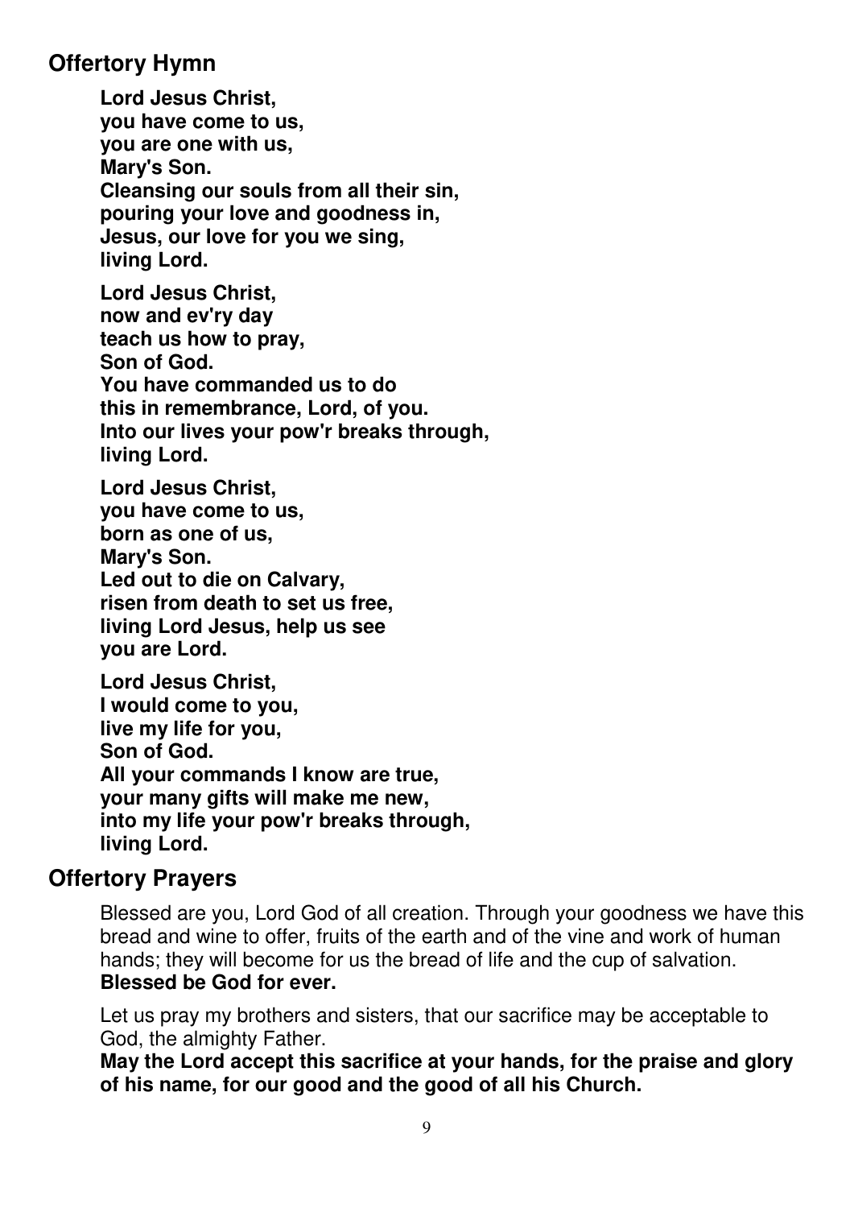## Offertory Hymn

**Lord Jesus Christ,
you have come to us,
you are one with us,
Mary's Son.
Cleansing our souls from all their sin,
pouring your love and goodness in,
Jesus, our love for you we sing,
living Lord.**

**Lord Jesus Christ,
now and ev'ry day
teach us how to pray,
Son of God.
You have commanded us to do
this in remembrance, Lord, of you.
Into our lives your pow'r breaks through,
living Lord.**

**Lord Jesus Christ,
you have come to us,
born as one of us,
Mary's Son.
Led out to die on Calvary,
risen from death to set us free,
living Lord Jesus, help us see
you are Lord.**

**Lord Jesus Christ,
I would come to you,
live my life for you,
Son of God.
All your commands I know are true,
your many gifts will make me new,
into my life your pow'r breaks through,
living Lord.**

## Offertory Prayers

Blessed are you, Lord God of all creation. Through your goodness we have this bread and wine to offer, fruits of the earth and of the vine and work of human hands; they will become for us the bread of life and the cup of salvation.
**Blessed be God for ever.**

Let us pray my brothers and sisters, that our sacrifice may be acceptable to God, the almighty Father.
**May the Lord accept this sacrifice at your hands, for the praise and glory of his name, for our good and the good of all his Church.**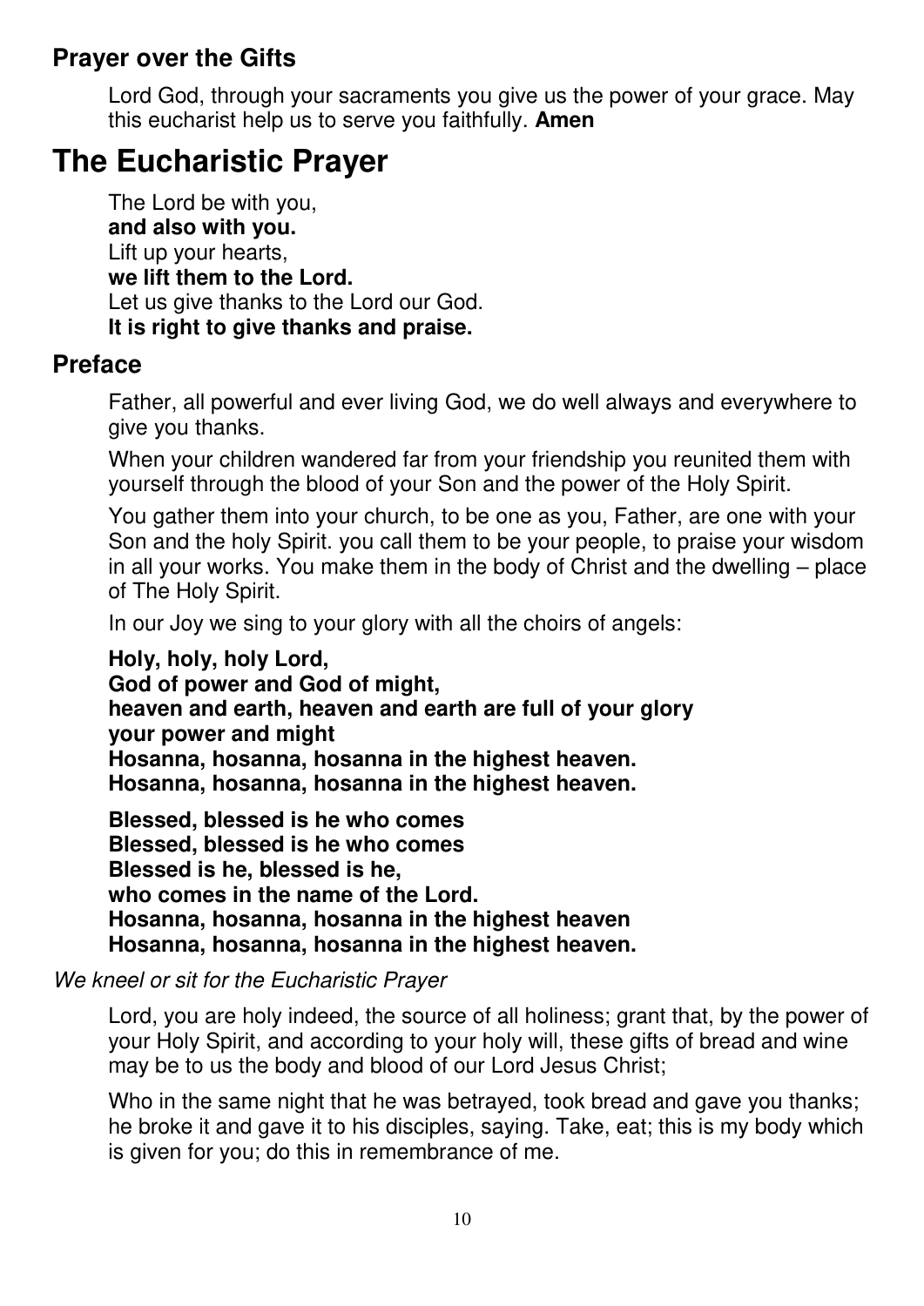## Prayer over the Gifts

Lord God, through your sacraments you give us the power of your grace. May this eucharist help us to serve you faithfully. **Amen**

# The Eucharistic Prayer

The Lord be with you,
**and also with you.**
Lift up your hearts,
**we lift them to the Lord.**
Let us give thanks to the Lord our God.
**It is right to give thanks and praise.**

## Preface

Father, all powerful and ever living God, we do well always and everywhere to give you thanks.

When your children wandered far from your friendship you reunited them with yourself through the blood of your Son and the power of the Holy Spirit.

You gather them into your church, to be one as you, Father, are one with your Son and the holy Spirit. you call them to be your people, to praise your wisdom in all your works. You make them in the body of Christ and the dwelling – place of The Holy Spirit.

In our Joy we sing to your glory with all the choirs of angels:

**Holy, holy, holy Lord,**
**God of power and God of might,**
**heaven and earth, heaven and earth are full of your glory**
**your power and might**
**Hosanna, hosanna, hosanna in the highest heaven.**
**Hosanna, hosanna, hosanna in the highest heaven.**

**Blessed, blessed is he who comes**
**Blessed, blessed is he who comes**
**Blessed is he, blessed is he,**
**who comes in the name of the Lord.**
**Hosanna, hosanna, hosanna in the highest heaven**
**Hosanna, hosanna, hosanna in the highest heaven.**

*We kneel or sit for the Eucharistic Prayer*

Lord, you are holy indeed, the source of all holiness; grant that, by the power of your Holy Spirit, and according to your holy will, these gifts of bread and wine may be to us the body and blood of our Lord Jesus Christ;

Who in the same night that he was betrayed, took bread and gave you thanks; he broke it and gave it to his disciples, saying. Take, eat; this is my body which is given for you; do this in remembrance of me.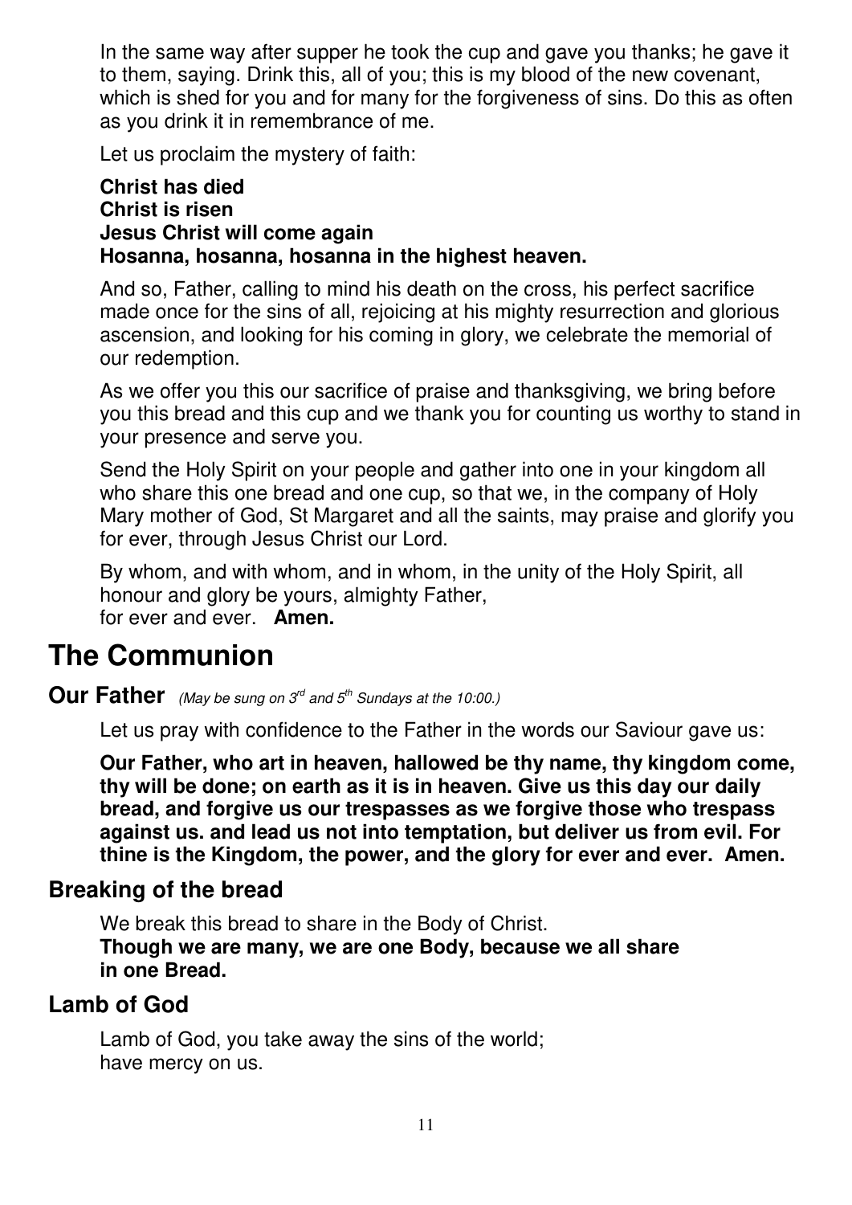In the same way after supper he took the cup and gave you thanks; he gave it to them, saying. Drink this, all of you; this is my blood of the new covenant, which is shed for you and for many for the forgiveness of sins. Do this as often as you drink it in remembrance of me.

Let us proclaim the mystery of faith:

**Christ has died**
**Christ is risen**
**Jesus Christ will come again**
**Hosanna, hosanna, hosanna in the highest heaven.**

And so, Father, calling to mind his death on the cross, his perfect sacrifice made once for the sins of all, rejoicing at his mighty resurrection and glorious ascension, and looking for his coming in glory, we celebrate the memorial of our redemption.

As we offer you this our sacrifice of praise and thanksgiving, we bring before you this bread and this cup and we thank you for counting us worthy to stand in your presence and serve you.

Send the Holy Spirit on your people and gather into one in your kingdom all who share this one bread and one cup, so that we, in the company of Holy Mary mother of God, St Margaret and all the saints, may praise and glorify you for ever, through Jesus Christ our Lord.

By whom, and with whom, and in whom, in the unity of the Holy Spirit, all honour and glory be yours, almighty Father,
for ever and ever. **Amen.**

# The Communion

## Our Father *(May be sung on 3rd and 5th Sundays at the 10:00.)*

Let us pray with confidence to the Father in the words our Saviour gave us:

**Our Father, who art in heaven, hallowed be thy name, thy kingdom come, thy will be done; on earth as it is in heaven. Give us this day our daily bread, and forgive us our trespasses as we forgive those who trespass against us. and lead us not into temptation, but deliver us from evil. For thine is the Kingdom, the power, and the glory for ever and ever. Amen.**

## Breaking of the bread

We break this bread to share in the Body of Christ.
**Though we are many, we are one Body, because we all share in one Bread.**

## Lamb of God

Lamb of God, you take away the sins of the world;
have mercy on us.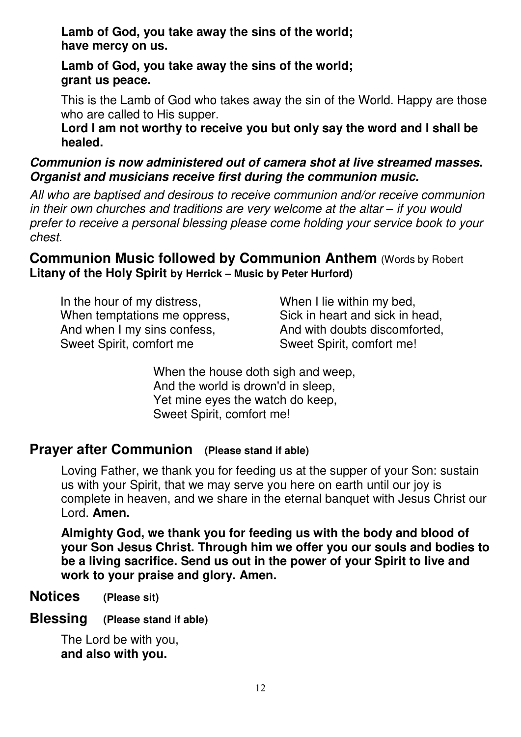**Lamb of God, you take away the sins of the world;**
**have mercy on us.**

**Lamb of God, you take away the sins of the world;**
**grant us peace.**

This is the Lamb of God who takes away the sin of the World. Happy are those who are called to His supper.
**Lord I am not worthy to receive you but only say the word and I shall be healed.**

***Communion is now administered out of camera shot at live streamed masses. Organist and musicians receive first during the communion music.***

*All who are baptised and desirous to receive communion and/or receive communion in their own churches and traditions are very welcome at the altar – if you would prefer to receive a personal blessing please come holding your service book to your chest.*

## Communion Music followed by Communion Anthem (Words by Robert Litany of the Holy Spirit by Herrick – Music by Peter Hurford)

In the hour of my distress,
When temptations me oppress,
And when I my sins confess,
Sweet Spirit, comfort me

When I lie within my bed,
Sick in heart and sick in head,
And with doubts discomforted,
Sweet Spirit, comfort me!

When the house doth sigh and weep,
And the world is drown'd in sleep,
Yet mine eyes the watch do keep,
Sweet Spirit, comfort me!

## Prayer after Communion (Please stand if able)

Loving Father, we thank you for feeding us at the supper of your Son: sustain us with your Spirit, that we may serve you here on earth until our joy is complete in heaven, and we share in the eternal banquet with Jesus Christ our Lord. **Amen.**

**Almighty God, we thank you for feeding us with the body and blood of your Son Jesus Christ. Through him we offer you our souls and bodies to be a living sacrifice. Send us out in the power of your Spirit to live and work to your praise and glory. Amen.**

## Notices (Please sit)

## Blessing (Please stand if able)

The Lord be with you,
**and also with you.**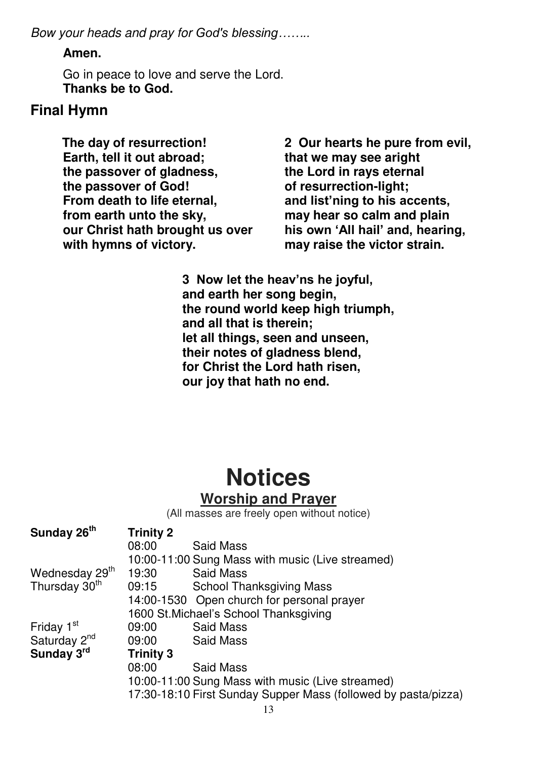*Bow your heads and pray for God's blessing……..*

**Amen.**

Go in peace to love and serve the Lord.
**Thanks be to God.**

## Final Hymn

**The day of resurrection!**
**Earth, tell it out abroad;**
**the passover of gladness,**
**the passover of God!**
**From death to life eternal,**
**from earth unto the sky,**
**our Christ hath brought us over**
**with hymns of victory.**

**2 Our hearts he pure from evil,**
**that we may see aright**
**the Lord in rays eternal**
**of resurrection-light;**
**and list'ning to his accents,**
**may hear so calm and plain**
**his own 'All hail' and, hearing,**
**may raise the victor strain.**

**3 Now let the heav'ns he joyful,**
**and earth her song begin,**
**the round world keep high triumph,**
**and all that is therein;**
**let all things, seen and unseen,**
**their notes of gladness blend,**
**for Christ the Lord hath risen,**
**our joy that hath no end.**

# Notices

## Worship and Prayer

(All masses are freely open without notice)

| | | |
|---|---|---|
| **Sunday 26th** | **Trinity 2** | |
| | 08:00 | Said Mass |
| | 10:00-11:00 | Sung Mass with music (Live streamed) |
| Wednesday 29th | 19:30 | Said Mass |
| Thursday 30th | 09:15 | School Thanksgiving Mass |
| | 14:00-1530 | Open church for personal prayer |
| | 1600 | St.Michael's School Thanksgiving |
| Friday 1st | 09:00 | Said Mass |
| Saturday 2nd | 09:00 | Said Mass |
| **Sunday 3rd** | **Trinity 3** | |
| | 08:00 | Said Mass |
| | 10:00-11:00 | Sung Mass with music (Live streamed) |
| | 17:30-18:10 | First Sunday Supper Mass (followed by pasta/pizza) |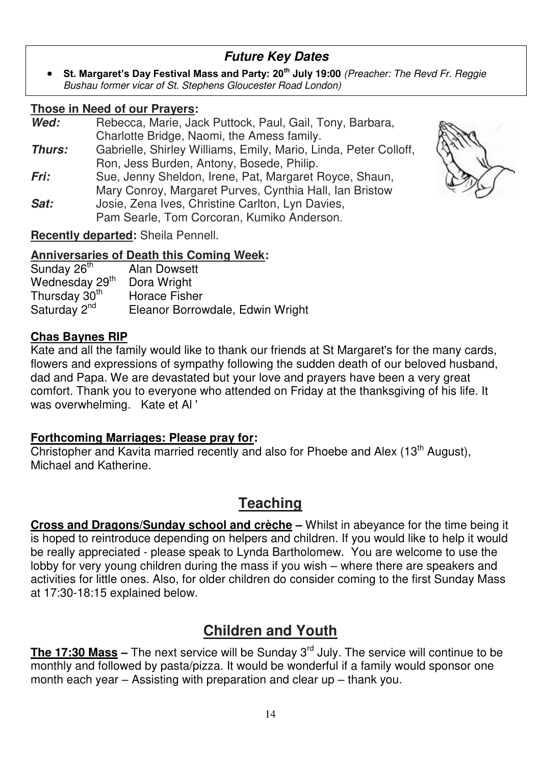## *Future Key Dates*

- **St. Margaret's Day Festival Mass and Party: 20th July 19:00** *(Preacher: The Revd Fr. Reggie Bushau former vicar of St. Stephens Gloucester Road London)*

**Those in Need of our Prayers:**

***Wed:*** Rebecca, Marie, Jack Puttock, Paul, Gail, Tony, Barbara, Charlotte Bridge, Naomi, the Amess family.
***Thurs:*** Gabrielle, Shirley Williams, Emily, Mario, Linda, Peter Colloff, Ron, Jess Burden, Antony, Bosede, Philip.
***Fri:*** Sue, Jenny Sheldon, Irene, Pat, Margaret Royce, Shaun, Mary Conroy, Margaret Purves, Cynthia Hall, Ian Bristow
***Sat:*** Josie, Zena Ives, Christine Carlton, Lyn Davies, Pam Searle, Tom Corcoran, Kumiko Anderson.

**Recently departed:** Sheila Pennell.

**Anniversaries of Death this Coming Week:**

Sunday 26th — Alan Dowsett
Wednesday 29th — Dora Wright
Thursday 30th — Horace Fisher
Saturday 2nd — Eleanor Borrowdale, Edwin Wright

**Chas Baynes RIP**

Kate and all the family would like to thank our friends at St Margaret's for the many cards, flowers and expressions of sympathy following the sudden death of our beloved husband, dad and Papa. We are devastated but your love and prayers have been a very great comfort. Thank you to everyone who attended on Friday at the thanksgiving of his life. It was overwhelming. Kate et Al '

**Forthcoming Marriages: Please pray for:**

Christopher and Kavita married recently and also for Phoebe and Alex (13th August), Michael and Katherine.

## Teaching

**Cross and Dragons/Sunday school and crèche –** Whilst in abeyance for the time being it is hoped to reintroduce depending on helpers and children. If you would like to help it would be really appreciated - please speak to Lynda Bartholomew. You are welcome to use the lobby for very young children during the mass if you wish – where there are speakers and activities for little ones. Also, for older children do consider coming to the first Sunday Mass at 17:30-18:15 explained below.

## Children and Youth

**The 17:30 Mass –** The next service will be Sunday 3rd July. The service will continue to be monthly and followed by pasta/pizza. It would be wonderful if a family would sponsor one month each year – Assisting with preparation and clear up – thank you.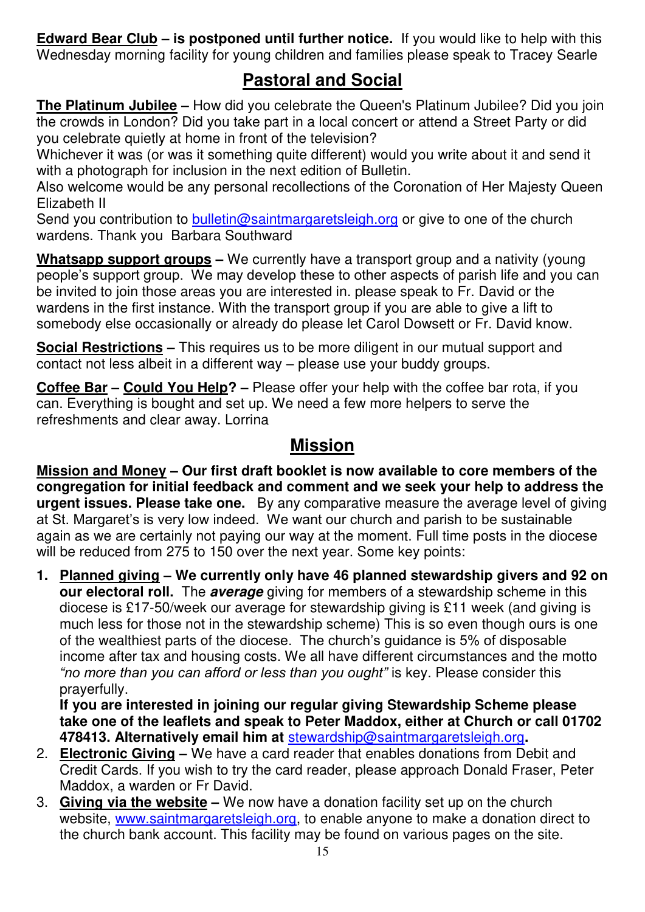**Edward Bear Club – is postponed until further notice.** If you would like to help with this Wednesday morning facility for young children and families please speak to Tracey Searle

## Pastoral and Social

**The Platinum Jubilee –** How did you celebrate the Queen's Platinum Jubilee? Did you join the crowds in London? Did you take part in a local concert or attend a Street Party or did you celebrate quietly at home in front of the television?

Whichever it was (or was it something quite different) would you write about it and send it with a photograph for inclusion in the next edition of Bulletin.

Also welcome would be any personal recollections of the Coronation of Her Majesty Queen Elizabeth II

Send you contribution to bulletin@saintmargaretsleigh.org or give to one of the church wardens. Thank you Barbara Southward

**Whatsapp support groups –** We currently have a transport group and a nativity (young people's support group. We may develop these to other aspects of parish life and you can be invited to join those areas you are interested in. please speak to Fr. David or the wardens in the first instance. With the transport group if you are able to give a lift to somebody else occasionally or already do please let Carol Dowsett or Fr. David know.

**Social Restrictions –** This requires us to be more diligent in our mutual support and contact not less albeit in a different way – please use your buddy groups.

**Coffee Bar – Could You Help? –** Please offer your help with the coffee bar rota, if you can. Everything is bought and set up. We need a few more helpers to serve the refreshments and clear away. Lorrina

## Mission

**Mission and Money – Our first draft booklet is now available to core members of the congregation for initial feedback and comment and we seek your help to address the urgent issues. Please take one.** By any comparative measure the average level of giving at St. Margaret's is very low indeed. We want our church and parish to be sustainable again as we are certainly not paying our way at the moment. Full time posts in the diocese will be reduced from 275 to 150 over the next year. Some key points:

1. **Planned giving – We currently only have 46 planned stewardship givers and 92 on our electoral roll.** The ***average*** giving for members of a stewardship scheme in this diocese is £17-50/week our average for stewardship giving is £11 week (and giving is much less for those not in the stewardship scheme) This is so even though ours is one of the wealthiest parts of the diocese. The church's guidance is 5% of disposable income after tax and housing costs. We all have different circumstances and the motto *"no more than you can afford or less than you ought"* is key. Please consider this prayerfully.
   **If you are interested in joining our regular giving Stewardship Scheme please take one of the leaflets and speak to Peter Maddox, either at Church or call 01702 478413. Alternatively email him at stewardship@saintmargaretsleigh.org.**
2. **Electronic Giving –** We have a card reader that enables donations from Debit and Credit Cards. If you wish to try the card reader, please approach Donald Fraser, Peter Maddox, a warden or Fr David.
3. **Giving via the website –** We now have a donation facility set up on the church website, www.saintmargaretsleigh.org, to enable anyone to make a donation direct to the church bank account. This facility may be found on various pages on the site.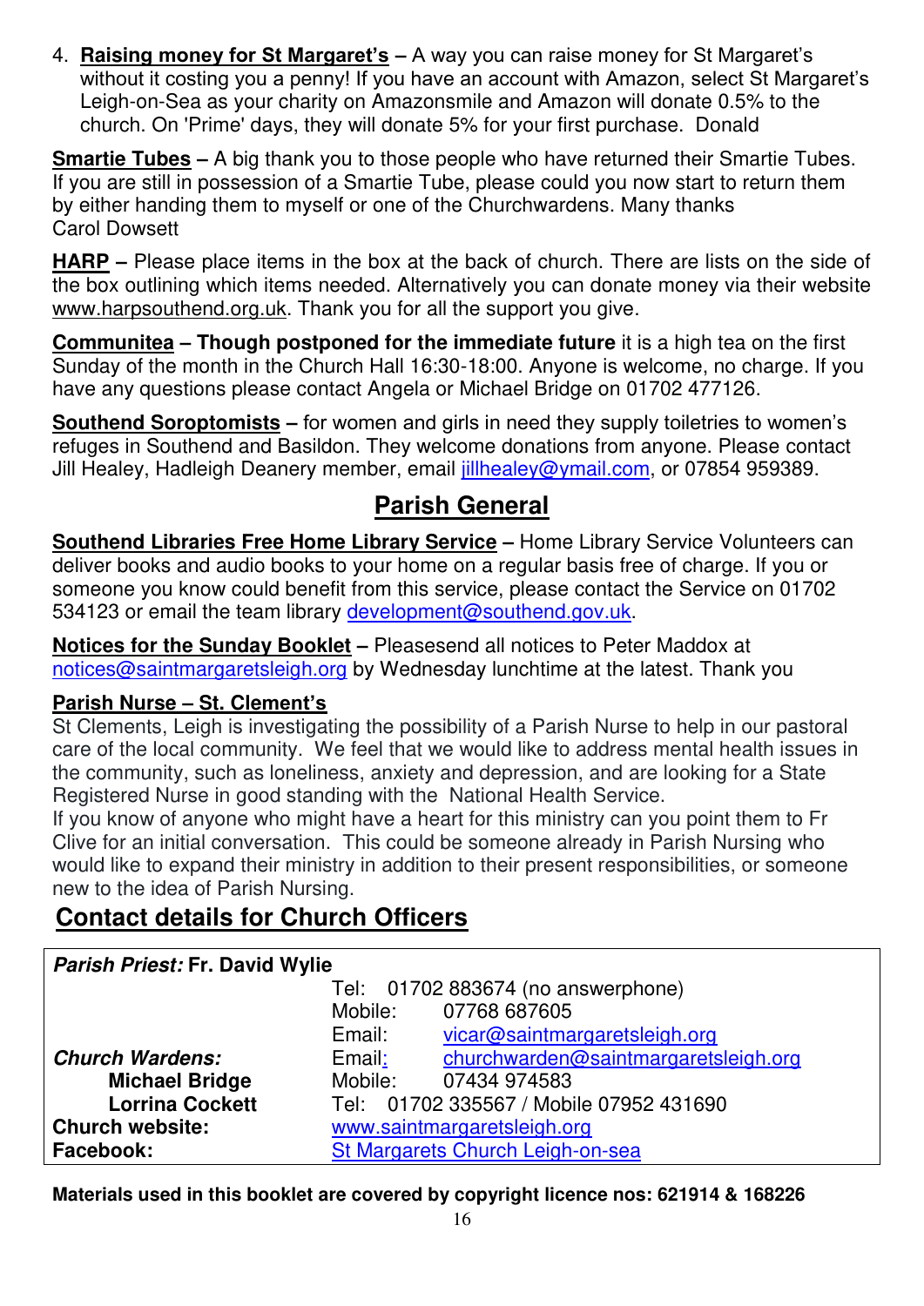4. **Raising money for St Margaret's** – A way you can raise money for St Margaret's without it costing you a penny! If you have an account with Amazon, select St Margaret's Leigh-on-Sea as your charity on Amazonsmile and Amazon will donate 0.5% to the church. On 'Prime' days, they will donate 5% for your first purchase. Donald

**Smartie Tubes** – A big thank you to those people who have returned their Smartie Tubes. If you are still in possession of a Smartie Tube, please could you now start to return them by either handing them to myself or one of the Churchwardens. Many thanks
Carol Dowsett

**HARP** – Please place items in the box at the back of church. There are lists on the side of the box outlining which items needed. Alternatively you can donate money via their website www.harpsouthend.org.uk. Thank you for all the support you give.

**Communitea – Though postponed for the immediate future** it is a high tea on the first Sunday of the month in the Church Hall 16:30-18:00. Anyone is welcome, no charge. If you have any questions please contact Angela or Michael Bridge on 01702 477126.

**Southend Soroptomists** – for women and girls in need they supply toiletries to women's refuges in Southend and Basildon. They welcome donations from anyone. Please contact Jill Healey, Hadleigh Deanery member, email jillhealey@ymail.com, or 07854 959389.

## Parish General

**Southend Libraries Free Home Library Service** – Home Library Service Volunteers can deliver books and audio books to your home on a regular basis free of charge. If you or someone you know could benefit from this service, please contact the Service on 01702 534123 or email the team library development@southend.gov.uk.

**Notices for the Sunday Booklet** – Pleasesend all notices to Peter Maddox at notices@saintmargaretsleigh.org by Wednesday lunchtime at the latest. Thank you

**Parish Nurse – St. Clement's**
St Clements, Leigh is investigating the possibility of a Parish Nurse to help in our pastoral care of the local community. We feel that we would like to address mental health issues in the community, such as loneliness, anxiety and depression, and are looking for a State Registered Nurse in good standing with the National Health Service.
If you know of anyone who might have a heart for this ministry can you point them to Fr Clive for an initial conversation. This could be someone already in Parish Nursing who would like to expand their ministry in addition to their present responsibilities, or someone new to the idea of Parish Nursing.

## Contact details for Church Officers

| | |
|---|---|
| ***Parish Priest:*** **Fr. David Wylie** | |
| | Tel: 01702 883674 (no answerphone) |
| | Mobile: 07768 687605 |
| | Email: vicar@saintmargaretsleigh.org |
| ***Church Wardens:*** | Email: churchwarden@saintmargaretsleigh.org |
| **Michael Bridge** | Mobile: 07434 974583 |
| **Lorrina Cockett** | Tel: 01702 335567 / Mobile 07952 431690 |
| **Church website:** | www.saintmargaretsleigh.org |
| **Facebook:** | St Margarets Church Leigh-on-sea |

**Materials used in this booklet are covered by copyright licence nos: 621914 & 168226**